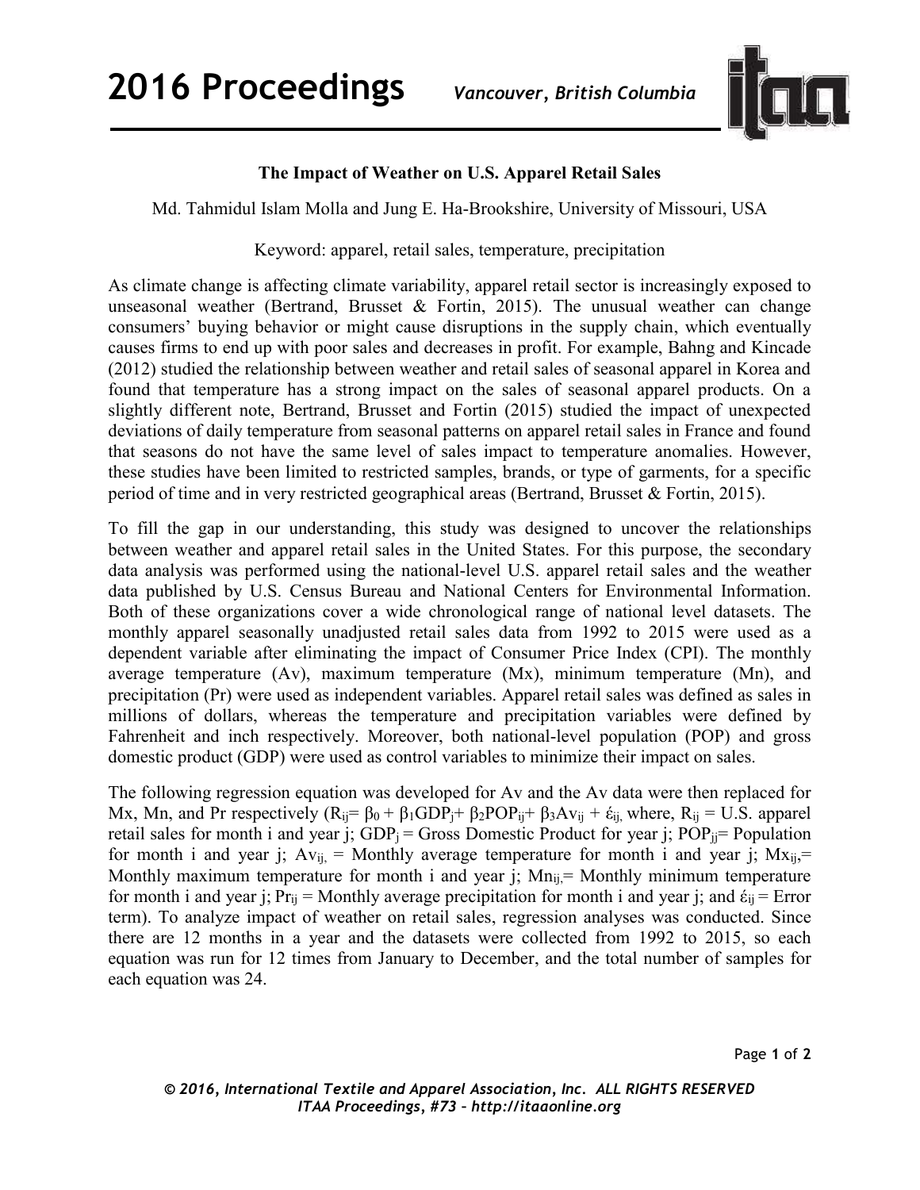# The Impact of Weather on U.S. Apparel Retail Sales

Md. Tahmidul Islam Molla and Jung E. Ha-Brookshire, University of Missouri, USA

Keyword: apparel, retail sales, temperature, precipitation

As climate change is affecting climate variability, apparel retail sector is increasingly exposed to unseasonal weather (Bertrand, Brusset & Fortin, 2015). The unusual weather can change consumers' buying behavior or might cause disruptions in the supply chain, which eventually causes firms to end up with poor sales and decreases in profit. For example, Bahng and Kincade (2012) studied the relationship between weather and retail sales of seasonal apparel in Korea and found that temperature has a strong impact on the sales of seasonal apparel products. On a slightly different note, Bertrand, Brusset and Fortin (2015) studied the impact of unexpected deviations of daily temperature from seasonal patterns on apparel retail sales in France and found that seasons do not have the same level of sales impact to temperature anomalies. However, these studies have been limited to restricted samples, brands, or type of garments, for a specific period of time and in very restricted geographical areas (Bertrand, Brusset & Fortin, 2015).

To fill the gap in our understanding, this study was designed to uncover the relationships between weather and apparel retail sales in the United States. For this purpose, the secondary data analysis was performed using the national-level U.S. apparel retail sales and the weather data published by U.S. Census Bureau and National Centers for Environmental Information. Both of these organizations cover a wide chronological range of national level datasets. The monthly apparel seasonally unadjusted retail sales data from 1992 to 2015 were used as a dependent variable after eliminating the impact of Consumer Price Index (CPI). The monthly average temperature (Av), maximum temperature (Mx), minimum temperature (Mn), and precipitation (Pr) were used as independent variables. Apparel retail sales was defined as sales in millions of dollars, whereas the temperature and precipitation variables were defined by Fahrenheit and inch respectively. Moreover, both national-level population (POP) and gross domestic product (GDP) were used as control variables to minimize their impact on sales.

The following regression equation was developed for Av and the Av data were then replaced for Mx, Mn, and Pr respectively ($R_{ij} = \beta_0 + \beta_1 GDP_j + \beta_2 POP_{ij} + \beta_3 Av_{ij} + \acute{\varepsilon}_{ij}$, where, $R_{ij}$ = U.S. apparel retail sales for month i and year j; $GDP_j$ = Gross Domestic Product for year j; $POP_{jj}$= Population for month i and year j; $Av_{ij,}$ = Monthly average temperature for month i and year j; $Mx_{ij,}$= Monthly maximum temperature for month i and year j; $Mn_{ij,}$= Monthly minimum temperature for month i and year j; $Pr_{ij}$ = Monthly average precipitation for month i and year j; and $\acute{\varepsilon}_{ij}$ = Error term). To analyze impact of weather on retail sales, regression analyses was conducted. Since there are 12 months in a year and the datasets were collected from 1992 to 2015, so each equation was run for 12 times from January to December, and the total number of samples for each equation was 24.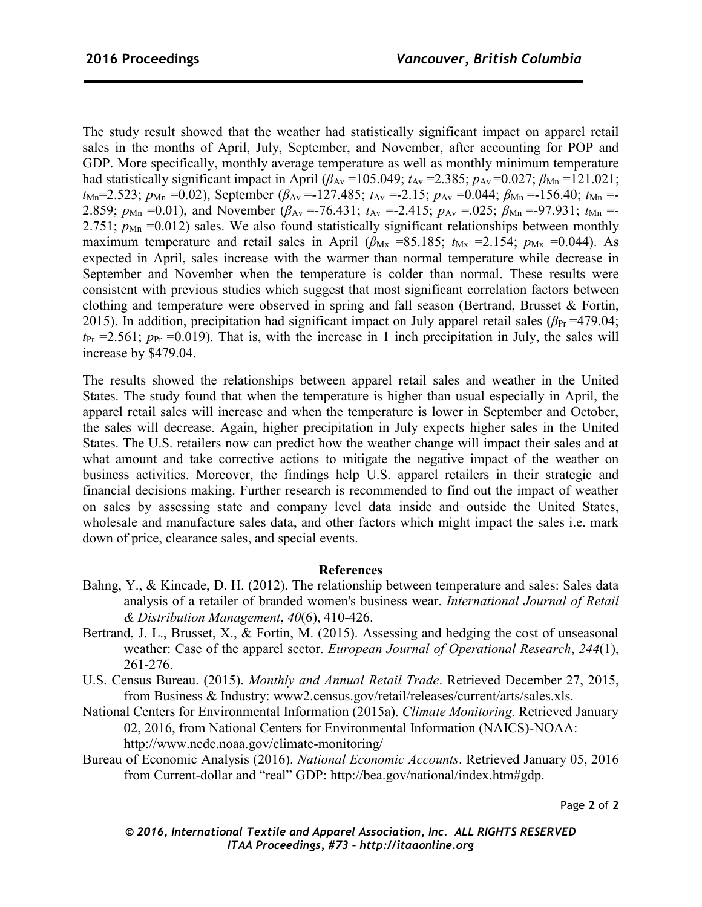The study result showed that the weather had statistically significant impact on apparel retail sales in the months of April, July, September, and November, after accounting for POP and GDP. More specifically, monthly average temperature as well as monthly minimum temperature had statistically significant impact in April ($\beta_{Av}$ =105.049; $t_{Av}$ =2.385; $p_{Av}$ =0.027; $\beta_{Mn}$ =121.021; $t_{Mn}$=2.523; $p_{Mn}$ =0.02), September ($\beta_{Av}$ =-127.485; $t_{Av}$ =-2.15; $p_{Av}$ =0.044; $\beta_{Mn}$ =-156.40; $t_{Mn}$ =-2.859; $p_{Mn}$ =0.01), and November ($\beta_{Av}$ =-76.431; $t_{Av}$ =-2.415; $p_{Av}$ =.025; $\beta_{Mn}$ =-97.931; $t_{Mn}$ =-2.751; $p_{Mn}$ =0.012) sales. We also found statistically significant relationships between monthly maximum temperature and retail sales in April ($\beta_{Mx}$ =85.185; $t_{Mx}$ =2.154; $p_{Mx}$ =0.044). As expected in April, sales increase with the warmer than normal temperature while decrease in September and November when the temperature is colder than normal. These results were consistent with previous studies which suggest that most significant correlation factors between clothing and temperature were observed in spring and fall season (Bertrand, Brusset & Fortin, 2015). In addition, precipitation had significant impact on July apparel retail sales ($\beta_{Pr}$ =479.04; $t_{Pr}$ =2.561; $p_{Pr}$ =0.019). That is, with the increase in 1 inch precipitation in July, the sales will increase by $479.04.

The results showed the relationships between apparel retail sales and weather in the United States. The study found that when the temperature is higher than usual especially in April, the apparel retail sales will increase and when the temperature is lower in September and October, the sales will decrease. Again, higher precipitation in July expects higher sales in the United States. The U.S. retailers now can predict how the weather change will impact their sales and at what amount and take corrective actions to mitigate the negative impact of the weather on business activities. Moreover, the findings help U.S. apparel retailers in their strategic and financial decisions making. Further research is recommended to find out the impact of weather on sales by assessing state and company level data inside and outside the United States, wholesale and manufacture sales data, and other factors which might impact the sales i.e. mark down of price, clearance sales, and special events.

## References

Bahng, Y., & Kincade, D. H. (2012). The relationship between temperature and sales: Sales data analysis of a retailer of branded women's business wear. *International Journal of Retail & Distribution Management*, *40*(6), 410-426.

Bertrand, J. L., Brusset, X., & Fortin, M. (2015). Assessing and hedging the cost of unseasonal weather: Case of the apparel sector. *European Journal of Operational Research*, *244*(1), 261-276.

U.S. Census Bureau. (2015). *Monthly and Annual Retail Trade*. Retrieved December 27, 2015, from Business & Industry: www2.census.gov/retail/releases/current/arts/sales.xls.

National Centers for Environmental Information (2015a). *Climate Monitoring.* Retrieved January 02, 2016, from National Centers for Environmental Information (NAICS)-NOAA: http://www.ncdc.noaa.gov/climate-monitoring/

Bureau of Economic Analysis (2016). *National Economic Accounts*. Retrieved January 05, 2016 from Current-dollar and "real" GDP: http://bea.gov/national/index.htm#gdp.